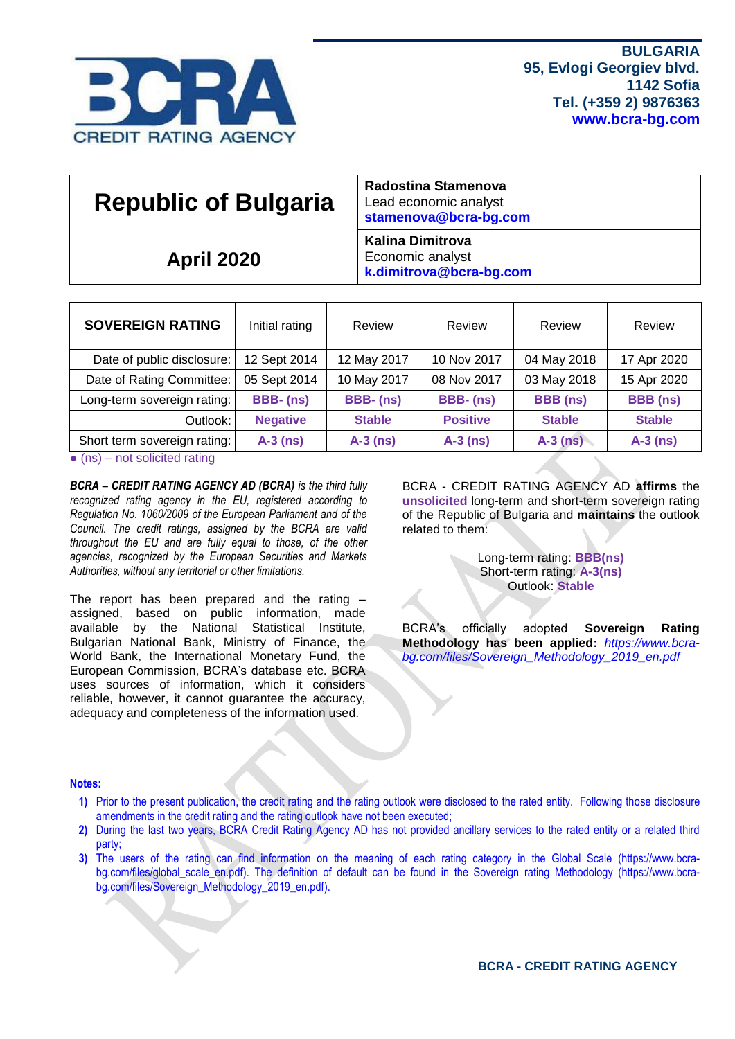BCRA CREDIT RATING AGENCY

**BULGARIA**
**95, Evlogi Georgiev blvd.**
**1142 Sofia**
**Tel. (+359 2) 9876363**
**www.bcra-bg.com**

# Republic of Bligaria

## April 2020

**Radostina Stamenova**
Lead economic analyst
**stamenova@bcra-bg.com**

**Kalina Dimitrova**
Economic analyst
**k.dimitrova@bcra-bg.com**

| SOVEREIGN RATING | Initial rating | Review | Review | Review | Review |
|---|---|---|---|---|---|
| Date of public disclosure: | 12 Sept 2014 | 12 May 2017 | 10 Nov 2017 | 04 May 2018 | 17 Apr 2020 |
| Date of Rating Committee: | 05 Sept 2014 | 10 May 2017 | 08 Nov 2017 | 03 May 2018 | 15 Apr 2020 |
| Long-term sovereign rating: | **BBB- (ns)** | **BBB- (ns)** | **BBB- (ns)** | **BBB (ns)** | **BBB (ns)** |
| Outlook: | **Negative** | **Stable** | **Positive** | **Stable** | **Stable** |
| Short term sovereign rating: | **A-3 (ns)** | **A-3 (ns)** | **A-3 (ns)** | **A-3 (ns)** | **A-3 (ns)** |

- (ns) – not solicited rating

***BCRA – CREDIT RATING AGENCY AD (BCRA)*** *is the third fully recognized rating agency in the EU, registered according to Regulation No. 1060/2009 of the European Parliament and of the Council. The credit ratings, assigned by the BCRA are valid throughout the EU and are fully equal to those, of the other agencies, recognized by the European Securities and Markets Authorities, without any territorial or other limitations.*

The report has been prepared and the rating – assigned, based on public information, made available by the National Statistical Institute, Bulgarian National Bank, Ministry of Finance, the World Bank, the International Monetary Fund, the European Commission, BCRA's database etc. BCRA uses sources of information, which it considers reliable, however, it cannot guarantee the accuracy, adequacy and completeness of the information used.

BCRA - CREDIT RATING AGENCY AD **affirms** the **unsolicited** long-term and short-term sovereign rating of the Republic of Bulgaria and **maintains** the outlook related to them:

Long-term rating: **BBB(ns)**
Short-term rating: **A-3(ns)**
Outlook: **Stable**

BCRA's officially adopted **Sovereign Rating Methodology has been applied:** *https://www.bcra-bg.com/files/Sovereign_Methodology_2019_en.pdf*

**Notes:**

1) Prior to the present publication, the credit rating and the rating outlook were disclosed to the rated entity. Following those disclosure amendments in the credit rating and the rating outlook have not been executed;
2) During the last two years, BCRA Credit Rating Agency AD has not provided ancillary services to the rated entity or a related third party;
3) The users of the rating can find information on the meaning of each rating category in the Global Scale (https://www.bcra-bg.com/files/global_scale_en.pdf). The definition of default can be found in the Sovereign rating Methodology (https://www.bcra-bg.com/files/Sovereign_Methodology_2019_en.pdf).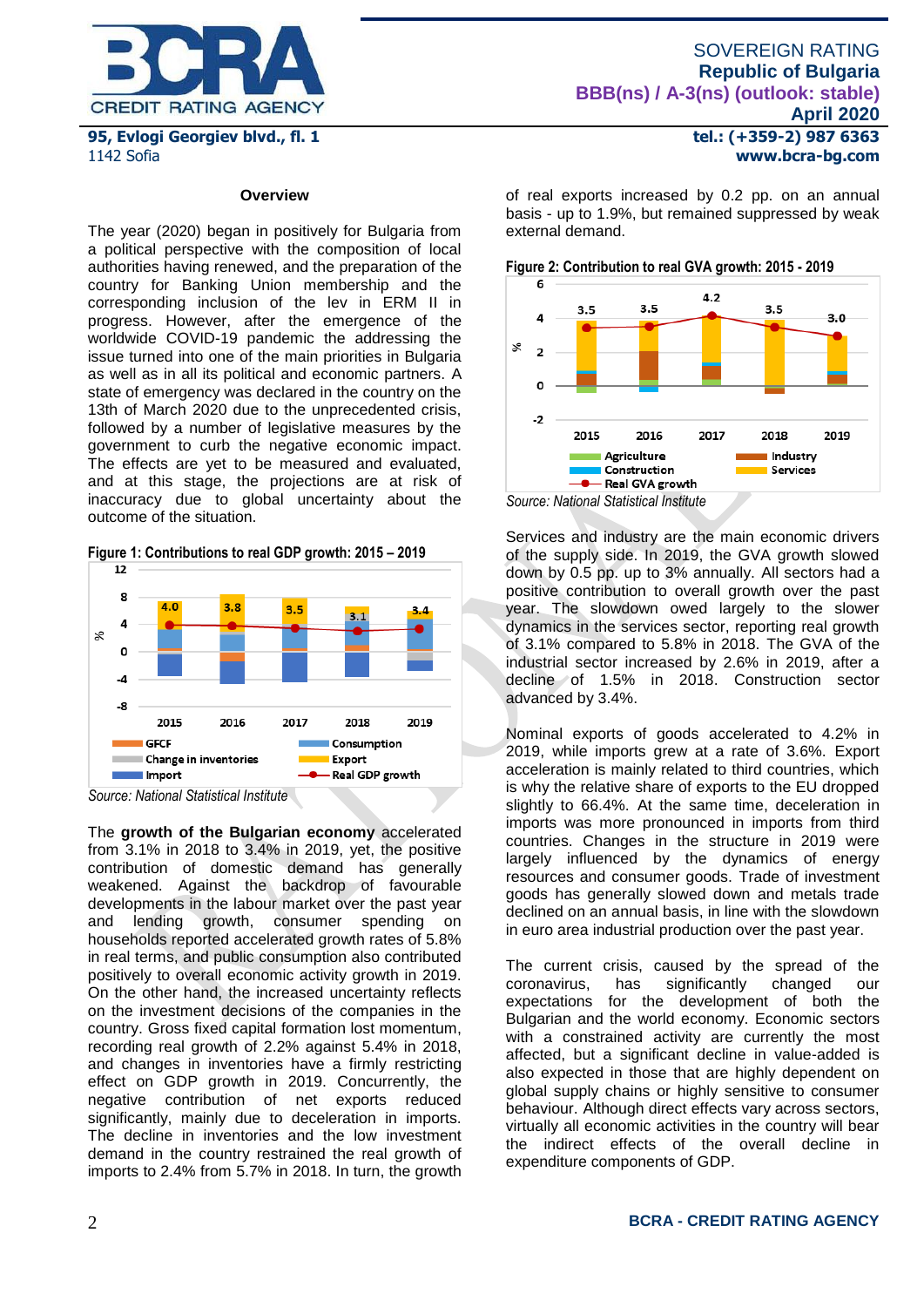## Overview

The year (2020) began in positively for Bulgaria from a political perspective with the composition of local authorities having renewed, and the preparation of the country for Banking Union membership and the corresponding inclusion of the lev in ERM II in progress. However, after the emergence of the worldwide COVID-19 pandemic the addressing the issue turned into one of the main priorities in Bulgaria as well as in all its political and economic partners. A state of emergency was declared in the country on the 13th of March 2020 due to the unprecedented crisis, followed by a number of legislative measures by the government to curb the negative economic impact. The effects are yet to be measured and evaluated, and at this stage, the projections are at risk of inaccuracy due to global uncertainty about the outcome of the situation.

**Figure 1: Contributions to real GDP growth: 2015 – 2019**

*Source: National Statistical Institute*

The **growth of the Bulgarian economy** accelerated from 3.1% in 2018 to 3.4% in 2019, yet, the positive contribution of domestic demand has generally weakened. Against the backdrop of favourable developments in the labour market over the past year and lending growth, consumer spending on households reported accelerated growth rates of 5.8% in real terms, and public consumption also contributed positively to overall economic activity growth in 2019. On the other hand, the increased uncertainty reflects on the investment decisions of the companies in the country. Gross fixed capital formation lost momentum, recording real growth of 2.2% against 5.4% in 2018, and changes in inventories have a firmly restricting effect on GDP growth in 2019. Concurrently, the negative contribution of net exports reduced significantly, mainly due to deceleration in imports. The decline in inventories and the low investment demand in the country restrained the real growth of imports to 2.4% from 5.7% in 2018. In turn, the growth of real exports increased by 0.2 pp. on an annual basis - up to 1.9%, but remained suppressed by weak external demand.

**Figure 2: Contribution to real GVA growth: 2015 - 2019**

*Source: National Statistical Institute*

Services and industry are the main economic drivers of the supply side. In 2019, the GVA growth slowed down by 0.5 pp. up to 3% annually. All sectors had a positive contribution to overall growth over the past year. The slowdown owed largely to the slower dynamics in the services sector, reporting real growth of 3.1% compared to 5.8% in 2018. The GVA of the industrial sector increased by 2.6% in 2019, after a decline of 1.5% in 2018. Construction sector advanced by 3.4%.

Nominal exports of goods accelerated to 4.2% in 2019, while imports grew at a rate of 3.6%. Export acceleration is mainly related to third countries, which is why the relative share of exports to the EU dropped slightly to 66.4%. At the same time, deceleration in imports was more pronounced in imports from third countries. Changes in the structure in 2019 were largely influenced by the dynamics of energy resources and consumer goods. Trade of investment goods has generally slowed down and metals trade declined on an annual basis, in line with the slowdown in euro area industrial production over the past year.

The current crisis, caused by the spread of the coronavirus, has significantly changed our expectations for the development of both the Bulgarian and the world economy. Economic sectors with a constrained activity are currently the most affected, but a significant decline in value-added is also expected in those that are highly dependent on global supply chains or highly sensitive to consumer behaviour. Although direct effects vary across sectors, virtually all economic activities in the country will bear the indirect effects of the overall decline in expenditure components of GDP.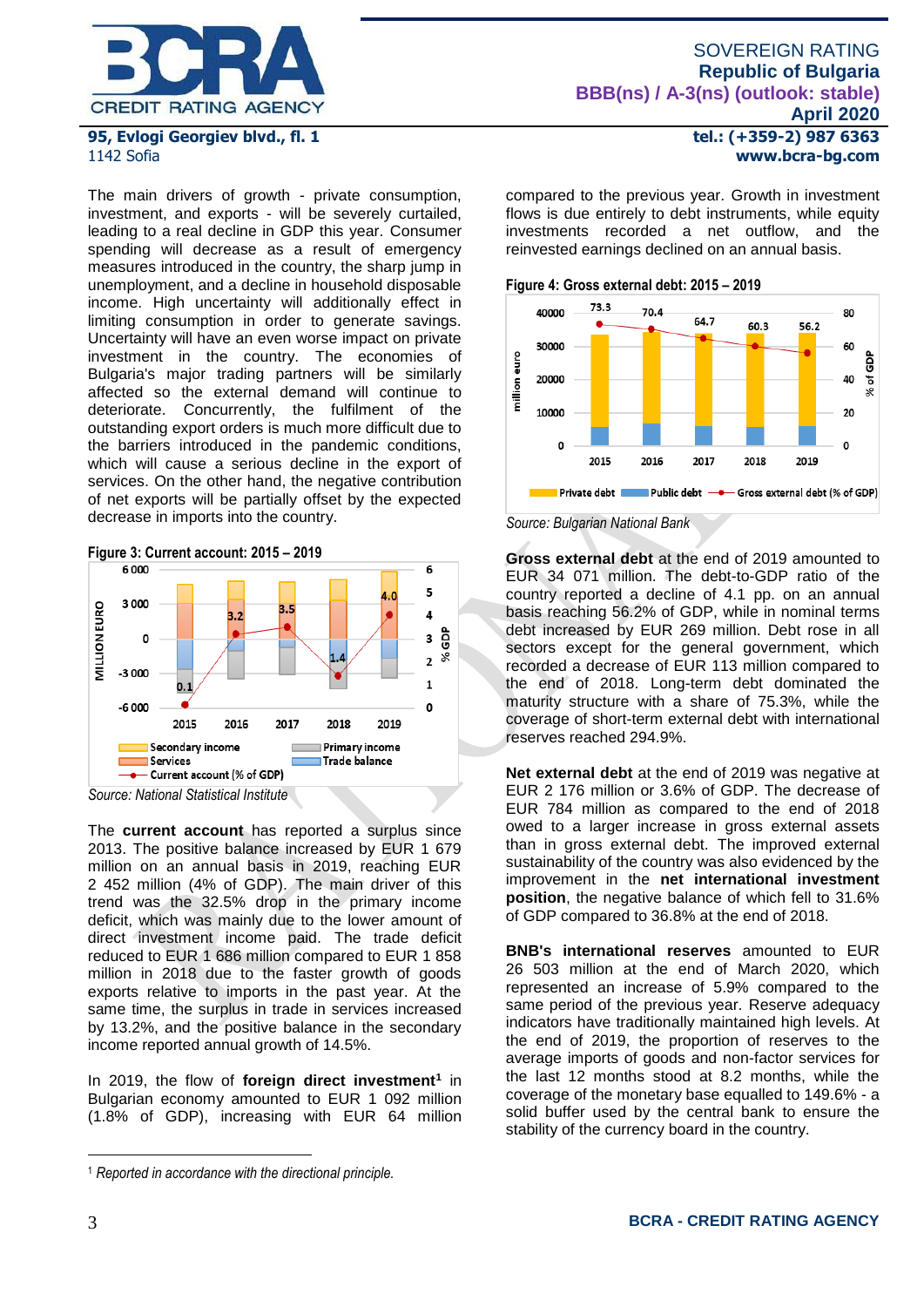The main drivers of growth - private consumption, investment, and exports - will be severely curtailed, leading to a real decline in GDP this year. Consumer spending will decrease as a result of emergency measures introduced in the country, the sharp jump in unemployment, and a decline in household disposable income. High uncertainty will additionally effect in limiting consumption in order to generate savings. Uncertainty will have an even worse impact on private investment in the country. The economies of Bulgaria's major trading partners will be similarly affected so the external demand will continue to deteriorate. Concurrently, the fulfilment of the outstanding export orders is much more difficult due to the barriers introduced in the pandemic conditions, which will cause a serious decline in the export of services. On the other hand, the negative contribution of net exports will be partially offset by the expected decrease in imports into the country.

**Figure 3: Current account: 2015 – 2019**

*Source: National Statistical Institute*

The **current account** has reported a surplus since 2013. The positive balance increased by EUR 1 679 million on an annual basis in 2019, reaching EUR 2 452 million (4% of GDP). The main driver of this trend was the 32.5% drop in the primary income deficit, which was mainly due to the lower amount of direct investment income paid. The trade deficit reduced to EUR 1 686 million compared to EUR 1 858 million in 2018 due to the faster growth of goods exports relative to imports in the past year. At the same time, the surplus in trade in services increased by 13.2%, and the positive balance in the secondary income reported annual growth of 14.5%.

In 2019, the flow of **foreign direct investment**[1] in Bulgarian economy amounted to EUR 1 092 million (1.8% of GDP), increasing with EUR 64 million compared to the previous year. Growth in investment flows is due entirely to debt instruments, while equity investments recorded a net outflow, and the reinvested earnings declined on an annual basis.

**Figure 4: Gross external debt: 2015 – 2019**

*Source: Bulgarian National Bank*

**Gross external debt** at the end of 2019 amounted to EUR 34 071 million. The debt-to-GDP ratio of the country reported a decline of 4.1 pp. on an annual basis reaching 56.2% of GDP, while in nominal terms debt increased by EUR 269 million. Debt rose in all sectors except for the general government, which recorded a decrease of EUR 113 million compared to the end of 2018. Long-term debt dominated the maturity structure with a share of 75.3%, while the coverage of short-term external debt with international reserves reached 294.9%.

**Net external debt** at the end of 2019 was negative at EUR 2 176 million or 3.6% of GDP. The decrease of EUR 784 million as compared to the end of 2018 owed to a larger increase in gross external assets than in gross external debt. The improved external sustainability of the country was also evidenced by the improvement in the **net international investment position**, the negative balance of which fell to 31.6% of GDP compared to 36.8% at the end of 2018.

**BNB's international reserves** amounted to EUR 26 503 million at the end of March 2020, which represented an increase of 5.9% compared to the same period of the previous year. Reserve adequacy indicators have traditionally maintained high levels. At the end of 2019, the proportion of reserves to the average imports of goods and non-factor services for the last 12 months stood at 8.2 months, while the coverage of the monetary base equalled to 149.6% - a solid buffer used by the central bank to ensure the stability of the currency board in the country.

---

[1] *Reported in accordance with the directional principle.*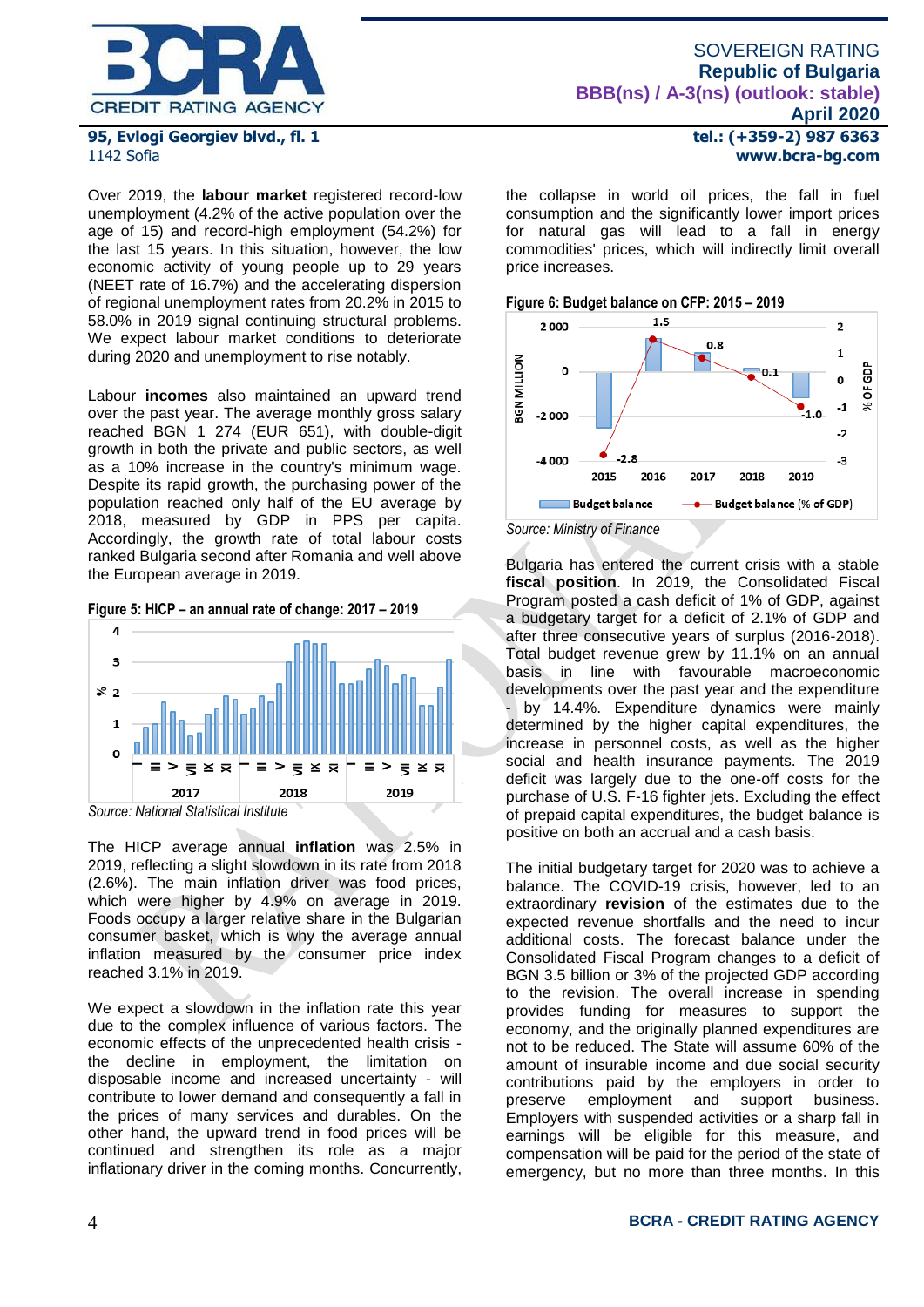Over 2019, the **labour market** registered record-low unemployment (4.2% of the active population over the age of 15) and record-high employment (54.2%) for the last 15 years. In this situation, however, the low economic activity of young people up to 29 years (NEET rate of 16.7%) and the accelerating dispersion of regional unemployment rates from 20.2% in 2015 to 58.0% in 2019 signal continuing structural problems. We expect labour market conditions to deteriorate during 2020 and unemployment to rise notably.

Labour **incomes** also maintained an upward trend over the past year. The average monthly gross salary reached BGN 1 274 (EUR 651), with double-digit growth in both the private and public sectors, as well as a 10% increase in the country's minimum wage. Despite its rapid growth, the purchasing power of the population reached only half of the EU average by 2018, measured by GDP in PPS per capita. Accordingly, the growth rate of total labour costs ranked Bulgaria second after Romania and well above the European average in 2019.

**Figure 5: HICP – an annual rate of change: 2017 – 2019**

*Source: National Statistical Institute*

The HICP average annual **inflation** was 2.5% in 2019, reflecting a slight slowdown in its rate from 2018 (2.6%). The main inflation driver was food prices, which were higher by 4.9% on average in 2019. Foods occupy a larger relative share in the Bulgarian consumer basket, which is why the average annual inflation measured by the consumer price index reached 3.1% in 2019.

We expect a slowdown in the inflation rate this year due to the complex influence of various factors. The economic effects of the unprecedented health crisis - the decline in employment, the limitation on disposable income and increased uncertainty - will contribute to lower demand and consequently a fall in the prices of many services and durables. On the other hand, the upward trend in food prices will be continued and strengthen its role as a major inflationary driver in the coming months. Concurrently, the collapse in world oil prices, the fall in fuel consumption and the significantly lower import prices for natural gas will lead to a fall in energy commodities' prices, which will indirectly limit overall price increases.

**Figure 6: Budget balance on CFP: 2015 – 2019**

*Source: Ministry of Finance*

Bulgaria has entered the current crisis with a stable **fiscal position**. In 2019, the Consolidated Fiscal Program posted a cash deficit of 1% of GDP, against a budgetary target for a deficit of 2.1% of GDP and after three consecutive years of surplus (2016-2018). Total budget revenue grew by 11.1% on an annual basis in line with favourable macroeconomic developments over the past year and the expenditure - by 14.4%. Expenditure dynamics were mainly determined by the higher capital expenditures, the increase in personnel costs, as well as the higher social and health insurance payments. The 2019 deficit was largely due to the one-off costs for the purchase of U.S. F-16 fighter jets. Excluding the effect of prepaid capital expenditures, the budget balance is positive on both an accrual and a cash basis.

The initial budgetary target for 2020 was to achieve a balance. The COVID-19 crisis, however, led to an extraordinary **revision** of the estimates due to the expected revenue shortfalls and the need to incur additional costs. The forecast balance under the Consolidated Fiscal Program changes to a deficit of BGN 3.5 billion or 3% of the projected GDP according to the revision. The overall increase in spending provides funding for measures to support the economy, and the originally planned expenditures are not to be reduced. The State will assume 60% of the amount of insurable income and due social security contributions paid by the employers in order to preserve employment and support business. Employers with suspended activities or a sharp fall in earnings will be eligible for this measure, and compensation will be paid for the period of the state of emergency, but no more than three months. In this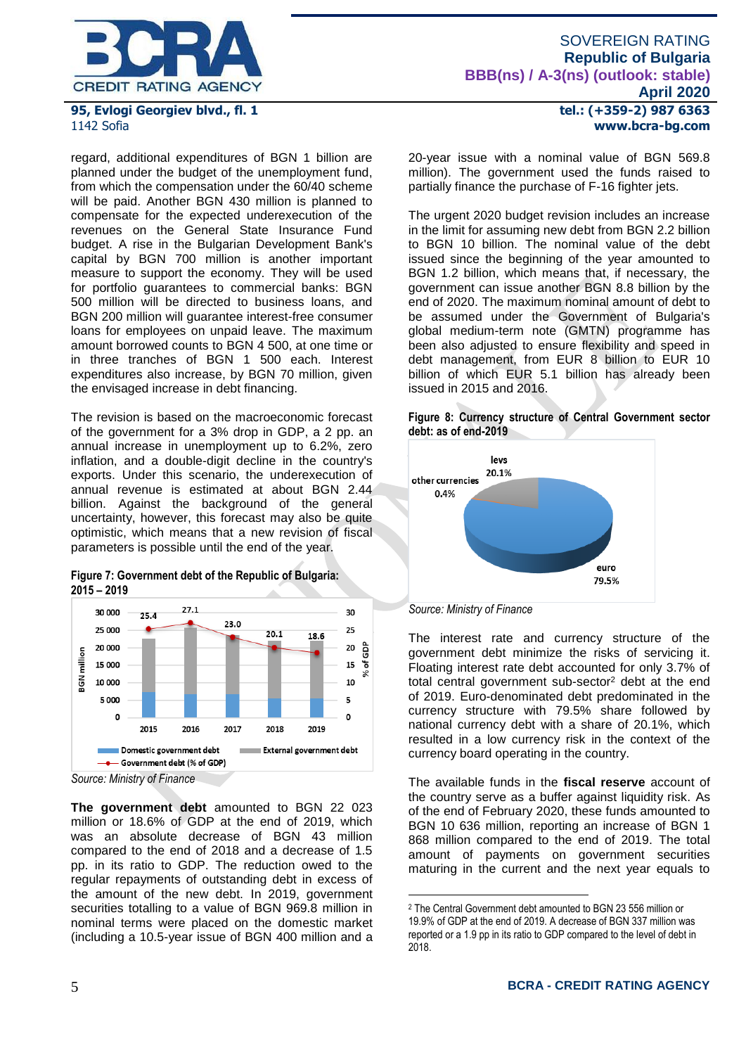regard, additional expenditures of BGN 1 billion are planned under the budget of the unemployment fund, from which the compensation under the 60/40 scheme will be paid. Another BGN 430 million is planned to compensate for the expected underexecution of the revenues on the General State Insurance Fund budget. A rise in the Bulgarian Development Bank's capital by BGN 700 million is another important measure to support the economy. They will be used for portfolio guarantees to commercial banks: BGN 500 million will be directed to business loans, and BGN 200 million will guarantee interest-free consumer loans for employees on unpaid leave. The maximum amount borrowed counts to BGN 4 500, at one time or in three tranches of BGN 1 500 each. Interest expenditures also increase, by BGN 70 million, given the envisaged increase in debt financing.

The revision is based on the macroeconomic forecast of the government for a 3% drop in GDP, a 2 pp. an annual increase in unemployment up to 6.2%, zero inflation, and a double-digit decline in the country's exports. Under this scenario, the underexecution of annual revenue is estimated at about BGN 2.44 billion. Against the background of the general uncertainty, however, this forecast may also be quite optimistic, which means that a new revision of fiscal parameters is possible until the end of the year.

**Figure 7: Government debt of the Republic of Bulgaria: 2015 – 2019**

| Year | Government debt (% of GDP) |
|---|---|
| 2015 | 25.4 |
| 2016 | 27.1 |
| 2017 | 23.0 |
| 2018 | 20.1 |
| 2019 | 18.6 |

*Source: Ministry of Finance*

**The government debt** amounted to BGN 22 023 million or 18.6% of GDP at the end of 2019, which was an absolute decrease of BGN 43 million compared to the end of 2018 and a decrease of 1.5 pp. in its ratio to GDP. The reduction owed to the regular repayments of outstanding debt in excess of the amount of the new debt. In 2019, government securities totalling to a value of BGN 969.8 million in nominal terms were placed on the domestic market (including a 10.5-year issue of BGN 400 million and a 20-year issue with a nominal value of BGN 569.8 million). The government used the funds raised to partially finance the purchase of F-16 fighter jets.

The urgent 2020 budget revision includes an increase in the limit for assuming new debt from BGN 2.2 billion to BGN 10 billion. The nominal value of the debt issued since the beginning of the year amounted to BGN 1.2 billion, which means that, if necessary, the government can issue another BGN 8.8 billion by the end of 2020. The maximum nominal amount of debt to be assumed under the Government of Bulgaria's global medium-term note (GMTN) programme has been also adjusted to ensure flexibility and speed in debt management, from EUR 8 billion to EUR 10 billion of which EUR 5.1 billion has already been issued in 2015 and 2016.

**Figure 8: Currency structure of Central Government sector debt: as of end-2019**

| Currency | Share |
|---|---|
| euro | 79.5% |
| levs | 20.1% |
| other currencies | 0.4% |

*Source: Ministry of Finance*

The interest rate and currency structure of the government debt minimize the risks of servicing it. Floating interest rate debt accounted for only 3.7% of total central government sub-sector[2] debt at the end of 2019. Euro-denominated debt predominated in the currency structure with 79.5% share followed by national currency debt with a share of 20.1%, which resulted in a low currency risk in the context of the currency board operating in the country.

The available funds in the **fiscal reserve** account of the country serve as a buffer against liquidity risk. As of the end of February 2020, these funds amounted to BGN 10 636 million, reporting an increase of BGN 1 868 million compared to the end of 2019. The total amount of payments on government securities maturing in the current and the next year equals to

[2] The Central Government debt amounted to BGN 23 556 million or 19.9% of GDP at the end of 2019. A decrease of BGN 337 million was reported or a 1.9 pp in its ratio to GDP compared to the level of debt in 2018.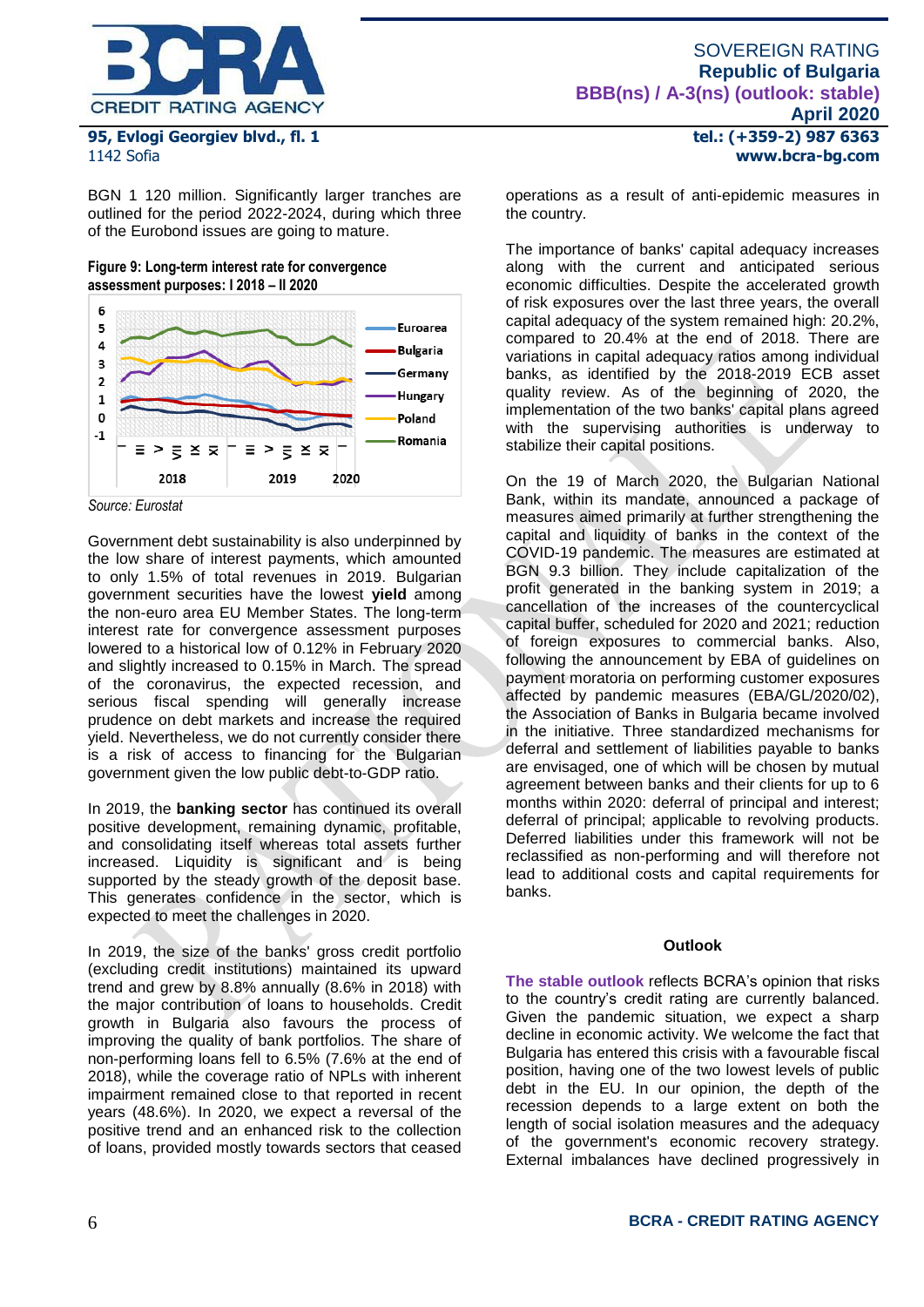BGN 1 120 million. Significantly larger tranches are outlined for the period 2022-2024, during which three of the Eurobond issues are going to mature.

**Figure 9: Long-term interest rate for convergence assessment purposes: I 2018 – II 2020**

*Source: Eurostat*

Government debt sustainability is also underpinned by the low share of interest payments, which amounted to only 1.5% of total revenues in 2019. Bulgarian government securities have the lowest **yield** among the non-euro area EU Member States. The long-term interest rate for convergence assessment purposes lowered to a historical low of 0.12% in February 2020 and slightly increased to 0.15% in March. The spread of the coronavirus, the expected recession, and serious fiscal spending will generally increase prudence on debt markets and increase the required yield. Nevertheless, we do not currently consider there is a risk of access to financing for the Bulgarian government given the low public debt-to-GDP ratio.

In 2019, the **banking sector** has continued its overall positive development, remaining dynamic, profitable, and consolidating itself whereas total assets further increased. Liquidity is significant and is being supported by the steady growth of the deposit base. This generates confidence in the sector, which is expected to meet the challenges in 2020.

In 2019, the size of the banks' gross credit portfolio (excluding credit institutions) maintained its upward trend and grew by 8.8% annually (8.6% in 2018) with the major contribution of loans to households. Credit growth in Bulgaria also favours the process of improving the quality of bank portfolios. The share of non-performing loans fell to 6.5% (7.6% at the end of 2018), while the coverage ratio of NPLs with inherent impairment remained close to that reported in recent years (48.6%). In 2020, we expect a reversal of the positive trend and an enhanced risk to the collection of loans, provided mostly towards sectors that ceased operations as a result of anti-epidemic measures in the country.

The importance of banks' capital adequacy increases along with the current and anticipated serious economic difficulties. Despite the accelerated growth of risk exposures over the last three years, the overall capital adequacy of the system remained high: 20.2%, compared to 20.4% at the end of 2018. There are variations in capital adequacy ratios among individual banks, as identified by the 2018-2019 ECB asset quality review. As of the beginning of 2020, the implementation of the two banks' capital plans agreed with the supervising authorities is underway to stabilize their capital positions.

On the 19 of March 2020, the Bulgarian National Bank, within its mandate, announced a package of measures aimed primarily at further strengthening the capital and liquidity of banks in the context of the COVID-19 pandemic. The measures are estimated at BGN 9.3 billion. They include capitalization of the profit generated in the banking system in 2019; a cancellation of the increases of the countercyclical capital buffer, scheduled for 2020 and 2021; reduction of foreign exposures to commercial banks. Also, following the announcement by EBA of guidelines on payment moratoria on performing customer exposures affected by pandemic measures (EBA/GL/2020/02), the Association of Banks in Bulgaria became involved in the initiative. Three standardized mechanisms for deferral and settlement of liabilities payable to banks are envisaged, one of which will be chosen by mutual agreement between banks and their clients for up to 6 months within 2020: deferral of principal and interest; deferral of principal; applicable to revolving products. Deferred liabilities under this framework will not be reclassified as non-performing and will therefore not lead to additional costs and capital requirements for banks.

**Outlook**

**The stable outlook** reflects BCRA's opinion that risks to the country's credit rating are currently balanced. Given the pandemic situation, we expect a sharp decline in economic activity. We welcome the fact that Bulgaria has entered this crisis with a favourable fiscal position, having one of the two lowest levels of public debt in the EU. In our opinion, the depth of the recession depends to a large extent on both the length of social isolation measures and the adequacy of the government's economic recovery strategy. External imbalances have declined progressively in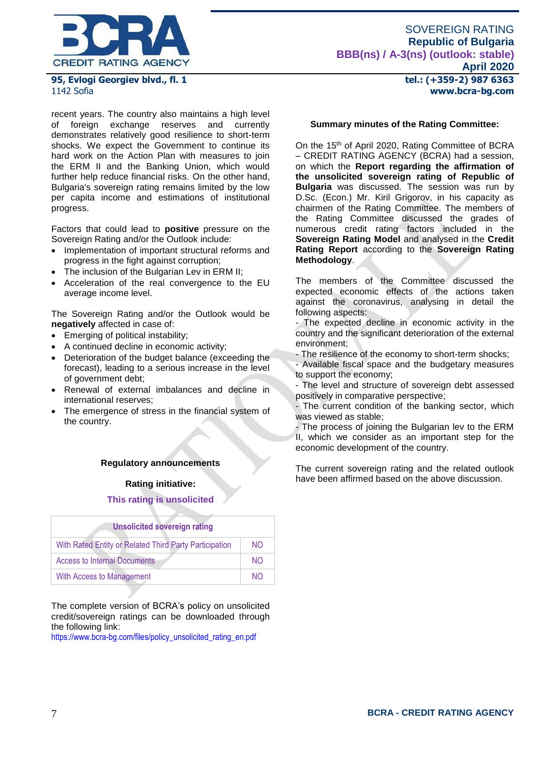recent years. The country also maintains a high level of foreign exchange reserves and currently demonstrates relatively good resilience to short-term shocks. We expect the Government to continue its hard work on the Action Plan with measures to join the ERM II and the Banking Union, which would further help reduce financial risks. On the other hand, Bulgaria's sovereign rating remains limited by the low per capita income and estimations of institutional progress.

Factors that could lead to **positive** pressure on the Sovereign Rating and/or the Outlook include:

- Implementation of important structural reforms and progress in the fight against corruption;
- The inclusion of the Bulgarian Lev in ERM II;
- Acceleration of the real convergence to the EU average income level.

The Sovereign Rating and/or the Outlook would be **negatively** affected in case of:

- Emerging of political instability;
- A continued decline in economic activity;
- Deterioration of the budget balance (exceeding the forecast), leading to a serious increase in the level of government debt;
- Renewal of external imbalances and decline in international reserves;
- The emergence of stress in the financial system of the country.

**Regulatory announcements**

**Rating initiative:**

**This rating is unsolicited**

| Unsolicited sovereign rating | |
|---|---|
| With Rated Entity or Related Third Party Participation | NO |
| Access to Internal Documents | NO |
| With Access to Management | NO |

The complete version of BCRA's policy on unsolicited credit/sovereign ratings can be downloaded through the following link:
https://www.bcra-bg.com/files/policy_unsolicited_rating_en.pdf

**Summary minutes of the Rating Committee:**

On the 15th of April 2020, Rating Committee of BCRA – CREDIT RATING AGENCY (BCRA) had a session, on which the **Report regarding the affirmation of the unsolicited sovereign rating of Republic of Bulgaria** was discussed. The session was run by D.Sc. (Econ.) Mr. Kiril Grigorov, in his capacity as chairmen of the Rating Committee. The members of the Rating Committee discussed the grades of numerous credit rating factors included in the **Sovereign Rating Model** and analysed in the **Credit Rating Report** according to the **Sovereign Rating Methodology**.

The members of the Committee discussed the expected economic effects of the actions taken against the coronavirus, analysing in detail the following aspects:

- The expected decline in economic activity in the country and the significant deterioration of the external environment;
- The resilience of the economy to short-term shocks;
- Available fiscal space and the budgetary measures to support the economy;
- The level and structure of sovereign debt assessed positively in comparative perspective;
- The current condition of the banking sector, which was viewed as stable;
- The process of joining the Bulgarian lev to the ERM II, which we consider as an important step for the economic development of the country.

The current sovereign rating and the related outlook have been affirmed based on the above discussion.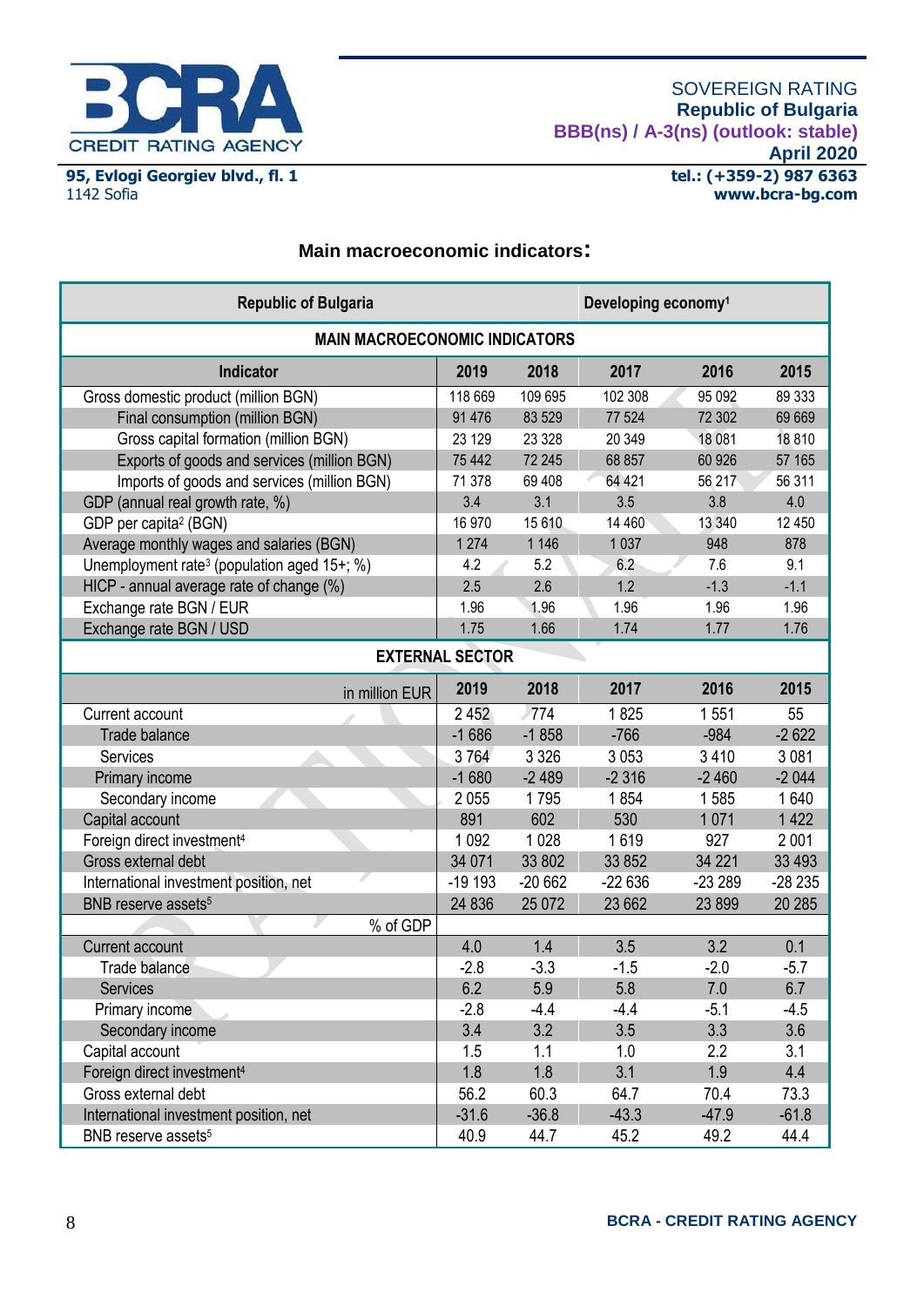## Main macroeconomic indicators:

| Republic of Bulgaria | | | Developing economy[1] | | |
|---|---|---|---|---|---|
| **MAIN MACROECONOMIC INDICATORS** | | | | | |
| **Indicator** | **2019** | **2018** | **2017** | **2016** | **2015** |
| Gross domestic product (million BGN) | 118 669 | 109 695 | 102 308 | 95 092 | 89 333 |
| Final consumption (million BGN) | 91 476 | 83 529 | 77 524 | 72 302 | 69 669 |
| Gross capital formation (million BGN) | 23 129 | 23 328 | 20 349 | 18 081 | 18 810 |
| Exports of goods and services (million BGN) | 75 442 | 72 245 | 68 857 | 60 926 | 57 165 |
| Imports of goods and services (million BGN) | 71 378 | 69 408 | 64 421 | 56 217 | 56 311 |
| GDP (annual real growth rate, %) | 3.4 | 3.1 | 3.5 | 3.8 | 4.0 |
| GDP per capita[2] (BGN) | 16 970 | 15 610 | 14 460 | 13 340 | 12 450 |
| Average monthly wages and salaries (BGN) | 1 274 | 1 146 | 1 037 | 948 | 878 |
| Unemployment rate[3] (population aged 15+; %) | 4.2 | 5.2 | 6.2 | 7.6 | 9.1 |
| HICP - annual average rate of change (%) | 2.5 | 2.6 | 1.2 | -1.3 | -1.1 |
| Exchange rate BGN / EUR | 1.96 | 1.96 | 1.96 | 1.96 | 1.96 |
| Exchange rate BGN / USD | 1.75 | 1.66 | 1.74 | 1.77 | 1.76 |
| **EXTERNAL SECTOR** | | | | | |
| in million EUR | **2019** | **2018** | **2017** | **2016** | **2015** |
| Current account | 2 452 | 774 | 1 825 | 1 551 | 55 |
| Trade balance | -1 686 | -1 858 | -766 | -984 | -2 622 |
| Services | 3 764 | 3 326 | 3 053 | 3 410 | 3 081 |
| Primary income | -1 680 | -2 489 | -2 316 | -2 460 | -2 044 |
| Secondary income | 2 055 | 1 795 | 1 854 | 1 585 | 1 640 |
| Capital account | 891 | 602 | 530 | 1 071 | 1 422 |
| Foreign direct investment[4] | 1 092 | 1 028 | 1 619 | 927 | 2 001 |
| Gross external debt | 34 071 | 33 802 | 33 852 | 34 221 | 33 493 |
| International investment position, net | -19 193 | -20 662 | -22 636 | -23 289 | -28 235 |
| BNB reserve assets[5] | 24 836 | 25 072 | 23 662 | 23 899 | 20 285 |
| % of GDP | | | | | |
| Current account | 4.0 | 1.4 | 3.5 | 3.2 | 0.1 |
| Trade balance | -2.8 | -3.3 | -1.5 | -2.0 | -5.7 |
| Services | 6.2 | 5.9 | 5.8 | 7.0 | 6.7 |
| Primary income | -2.8 | -4.4 | -4.4 | -5.1 | -4.5 |
| Secondary income | 3.4 | 3.2 | 3.5 | 3.3 | 3.6 |
| Capital account | 1.5 | 1.1 | 1.0 | 2.2 | 3.1 |
| Foreign direct investment[4] | 1.8 | 1.8 | 3.1 | 1.9 | 4.4 |
| Gross external debt | 56.2 | 60.3 | 64.7 | 70.4 | 73.3 |
| International investment position, net | -31.6 | -36.8 | -43.3 | -47.9 | -61.8 |
| BNB reserve assets[5] | 40.9 | 44.7 | 45.2 | 49.2 | 44.4 |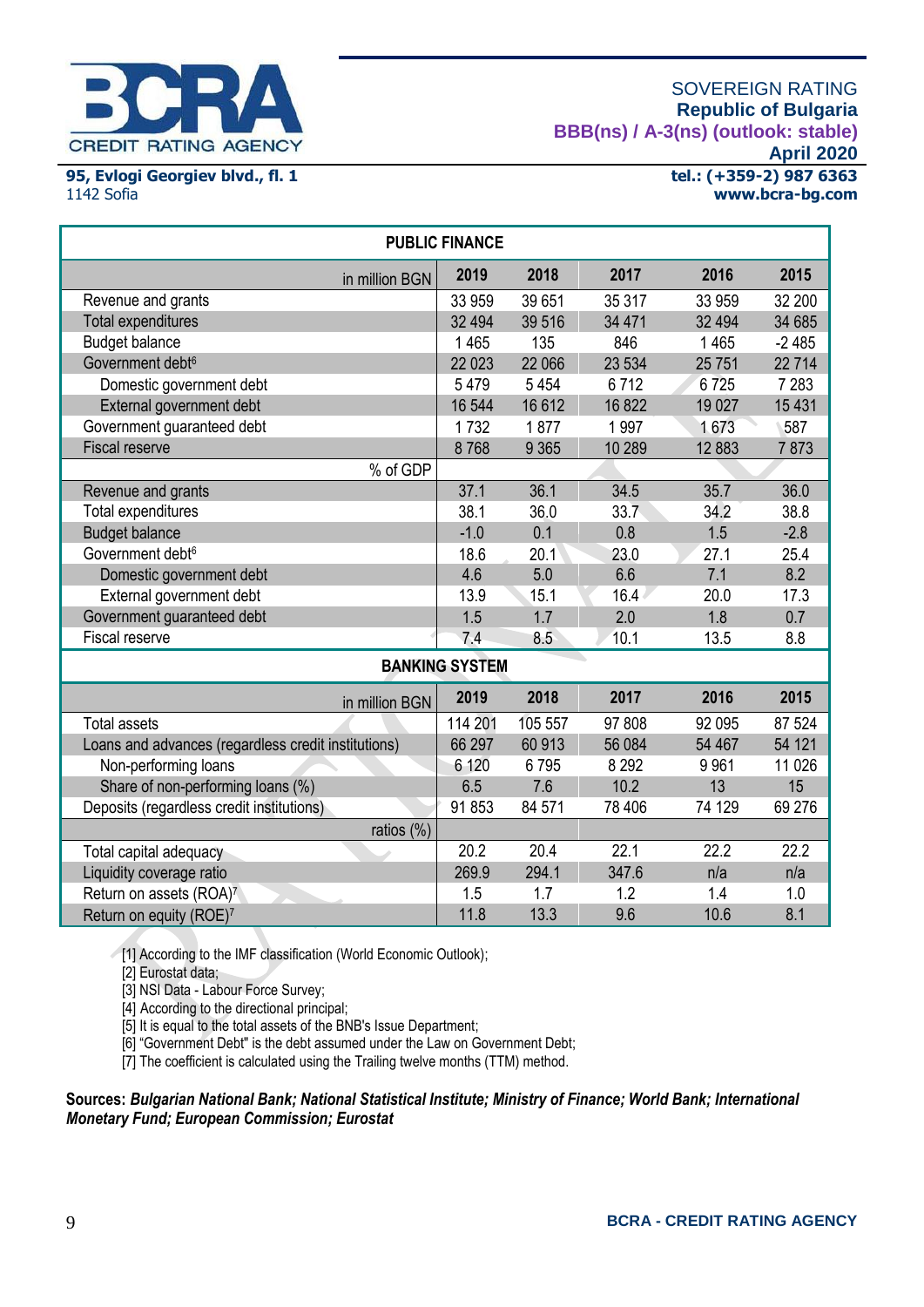| PUBLIC FINANCE | | | | | |
|---|---|---|---|---|---|
| in million BGN | 2019 | 2018 | 2017 | 2016 | 2015 |
| Revenue and grants | 33 959 | 39 651 | 35 317 | 33 959 | 32 200 |
| Total expenditures | 32 494 | 39 516 | 34 471 | 32 494 | 34 685 |
| Budget balance | 1 465 | 135 | 846 | 1 465 | -2 485 |
| Government debt[6] | 22 023 | 22 066 | 23 534 | 25 751 | 22 714 |
| Domestic government debt | 5 479 | 5 454 | 6 712 | 6 725 | 7 283 |
| External government debt | 16 544 | 16 612 | 16 822 | 19 027 | 15 431 |
| Government guaranteed debt | 1 732 | 1 877 | 1 997 | 1 673 | 587 |
| Fiscal reserve | 8 768 | 9 365 | 10 289 | 12 883 | 7 873 |
| % of GDP | | | | | |
| Revenue and grants | 37.1 | 36.1 | 34.5 | 35.7 | 36.0 |
| Total expenditures | 38.1 | 36.0 | 33.7 | 34.2 | 38.8 |
| Budget balance | -1.0 | 0.1 | 0.8 | 1.5 | -2.8 |
| Government debt[6] | 18.6 | 20.1 | 23.0 | 27.1 | 25.4 |
| Domestic government debt | 4.6 | 5.0 | 6.6 | 7.1 | 8.2 |
| External government debt | 13.9 | 15.1 | 16.4 | 20.0 | 17.3 |
| Government guaranteed debt | 1.5 | 1.7 | 2.0 | 1.8 | 0.7 |
| Fiscal reserve | 7.4 | 8.5 | 10.1 | 13.5 | 8.8 |

| BANKING SYSTEM | | | | | |
|---|---|---|---|---|---|
| in million BGN | 2019 | 2018 | 2017 | 2016 | 2015 |
| Total assets | 114 201 | 105 557 | 97 808 | 92 095 | 87 524 |
| Loans and advances (regardless credit institutions) | 66 297 | 60 913 | 56 084 | 54 467 | 54 121 |
| Non-performing loans | 6 120 | 6 795 | 8 292 | 9 961 | 11 026 |
| Share of non-performing loans (%) | 6.5 | 7.6 | 10.2 | 13 | 15 |
| Deposits (regardless credit institutions) | 91 853 | 84 571 | 78 406 | 74 129 | 69 276 |
| ratios (%) | | | | | |
| Total capital adequacy | 20.2 | 20.4 | 22.1 | 22.2 | 22.2 |
| Liquidity coverage ratio | 269.9 | 294.1 | 347.6 | n/a | n/a |
| Return on assets (ROA)[7] | 1.5 | 1.7 | 1.2 | 1.4 | 1.0 |
| Return on equity (ROE)[7] | 11.8 | 13.3 | 9.6 | 10.6 | 8.1 |

[1] According to the IMF classification (World Economic Outlook);
[2] Eurostat data;
[3] NSI Data - Labour Force Survey;
[4] According to the directional principal;
[5] It is equal to the total assets of the BNB's Issue Department;
[6] "Government Debt" is the debt assumed under the Law on Government Debt;
[7] The coefficient is calculated using the Trailing twelve months (TTM) method.

**Sources:** ***Bulgarian National Bank; National Statistical Institute; Ministry of Finance; World Bank; International Monetary Fund; European Commission; Eurostat***